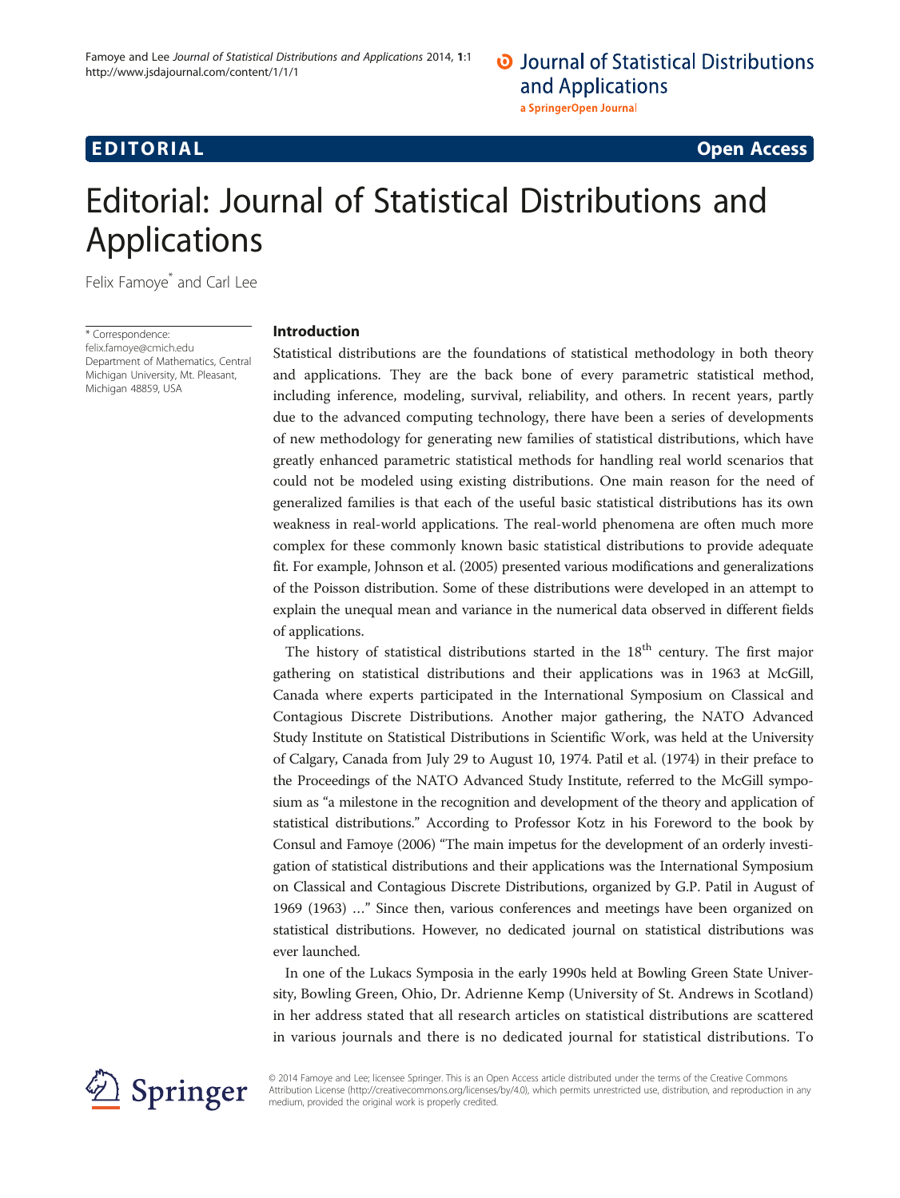**EDITORIAL** **Open Access**

# Editorial: Journal of Statistical Distributions and Applications

Felix Famoye* and Carl Lee

\* Correspondence: felix.famoye@cmich.edu
Department of Mathematics, Central Michigan University, Mt. Pleasant, Michigan 48859, USA

## Introduction

Statistical distributions are the foundations of statistical methodology in both theory and applications. They are the back bone of every parametric statistical method, including inference, modeling, survival, reliability, and others. In recent years, partly due to the advanced computing technology, there have been a series of developments of new methodology for generating new families of statistical distributions, which have greatly enhanced parametric statistical methods for handling real world scenarios that could not be modeled using existing distributions. One main reason for the need of generalized families is that each of the useful basic statistical distributions has its own weakness in real-world applications. The real-world phenomena are often much more complex for these commonly known basic statistical distributions to provide adequate fit. For example, Johnson et al. (2005) presented various modifications and generalizations of the Poisson distribution. Some of these distributions were developed in an attempt to explain the unequal mean and variance in the numerical data observed in different fields of applications.

The history of statistical distributions started in the 18th century. The first major gathering on statistical distributions and their applications was in 1963 at McGill, Canada where experts participated in the International Symposium on Classical and Contagious Discrete Distributions. Another major gathering, the NATO Advanced Study Institute on Statistical Distributions in Scientific Work, was held at the University of Calgary, Canada from July 29 to August 10, 1974. Patil et al. (1974) in their preface to the Proceedings of the NATO Advanced Study Institute, referred to the McGill symposium as "a milestone in the recognition and development of the theory and application of statistical distributions." According to Professor Kotz in his Foreword to the book by Consul and Famoye (2006) "The main impetus for the development of an orderly investigation of statistical distributions and their applications was the International Symposium on Classical and Contagious Discrete Distributions, organized by G.P. Patil in August of 1969 (1963) …" Since then, various conferences and meetings have been organized on statistical distributions. However, no dedicated journal on statistical distributions was ever launched.

In one of the Lukacs Symposia in the early 1990s held at Bowling Green State University, Bowling Green, Ohio, Dr. Adrienne Kemp (University of St. Andrews in Scotland) in her address stated that all research articles on statistical distributions are scattered in various journals and there is no dedicated journal for statistical distributions. To

© 2014 Famoye and Lee; licensee Springer. This is an Open Access article distributed under the terms of the Creative Commons Attribution License (http://creativecommons.org/licenses/by/4.0), which permits unrestricted use, distribution, and reproduction in any medium, provided the original work is properly credited.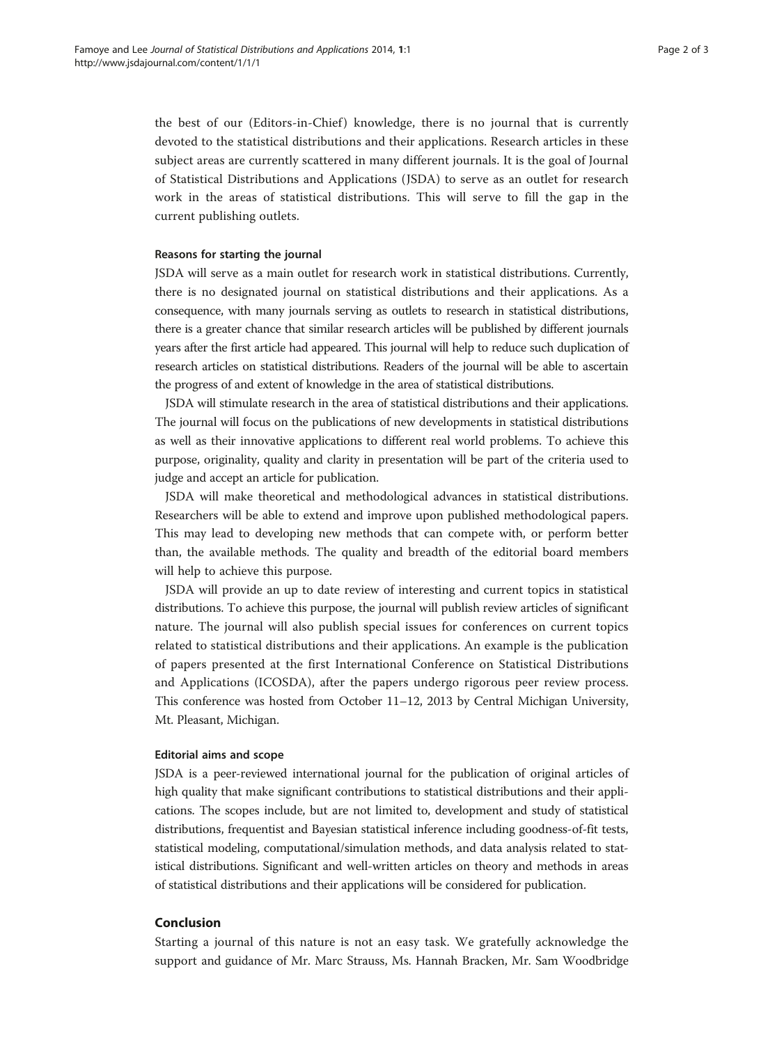the best of our (Editors-in-Chief) knowledge, there is no journal that is currently devoted to the statistical distributions and their applications. Research articles in these subject areas are currently scattered in many different journals. It is the goal of Journal of Statistical Distributions and Applications (JSDA) to serve as an outlet for research work in the areas of statistical distributions. This will serve to fill the gap in the current publishing outlets.

#### Reasons for starting the journal

JSDA will serve as a main outlet for research work in statistical distributions. Currently, there is no designated journal on statistical distributions and their applications. As a consequence, with many journals serving as outlets to research in statistical distributions, there is a greater chance that similar research articles will be published by different journals years after the first article had appeared. This journal will help to reduce such duplication of research articles on statistical distributions. Readers of the journal will be able to ascertain the progress of and extent of knowledge in the area of statistical distributions.

JSDA will stimulate research in the area of statistical distributions and their applications. The journal will focus on the publications of new developments in statistical distributions as well as their innovative applications to different real world problems. To achieve this purpose, originality, quality and clarity in presentation will be part of the criteria used to judge and accept an article for publication.

JSDA will make theoretical and methodological advances in statistical distributions. Researchers will be able to extend and improve upon published methodological papers. This may lead to developing new methods that can compete with, or perform better than, the available methods. The quality and breadth of the editorial board members will help to achieve this purpose.

JSDA will provide an up to date review of interesting and current topics in statistical distributions. To achieve this purpose, the journal will publish review articles of significant nature. The journal will also publish special issues for conferences on current topics related to statistical distributions and their applications. An example is the publication of papers presented at the first International Conference on Statistical Distributions and Applications (ICOSDA), after the papers undergo rigorous peer review process. This conference was hosted from October 11–12, 2013 by Central Michigan University, Mt. Pleasant, Michigan.

#### Editorial aims and scope

JSDA is a peer-reviewed international journal for the publication of original articles of high quality that make significant contributions to statistical distributions and their applications. The scopes include, but are not limited to, development and study of statistical distributions, frequentist and Bayesian statistical inference including goodness-of-fit tests, statistical modeling, computational/simulation methods, and data analysis related to statistical distributions. Significant and well-written articles on theory and methods in areas of statistical distributions and their applications will be considered for publication.

## Conclusion

Starting a journal of this nature is not an easy task. We gratefully acknowledge the support and guidance of Mr. Marc Strauss, Ms. Hannah Bracken, Mr. Sam Woodbridge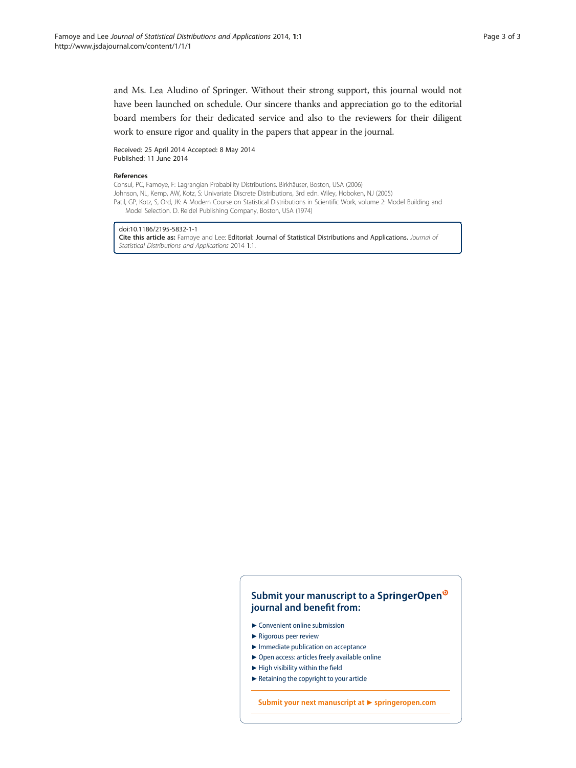and Ms. Lea Aludino of Springer. Without their strong support, this journal would not have been launched on schedule. Our sincere thanks and appreciation go to the editorial board members for their dedicated service and also to the reviewers for their diligent work to ensure rigor and quality in the papers that appear in the journal.

Received: 25 April 2014 Accepted: 8 May 2014
Published: 11 June 2014

**References**

Consul, PC, Famoye, F: Lagrangian Probability Distributions. Birkhäuser, Boston, USA (2006)
Johnson, NL, Kemp, AW, Kotz, S: Univariate Discrete Distributions, 3rd edn. Wiley, Hoboken, NJ (2005)
Patil, GP, Kotz, S, Ord, JK: A Modern Course on Statistical Distributions in Scientific Work, volume 2: Model Building and Model Selection. D. Reidel Publishing Company, Boston, USA (1974)

doi:10.1186/2195-5832-1-1
**Cite this article as:** Famoye and Lee: Editorial: Journal of Statistical Distributions and Applications. *Journal of Statistical Distributions and Applications* 2014 **1**:1.

**Submit your manuscript to a SpringerOpen journal and benefit from:**

- ► Convenient online submission
- ► Rigorous peer review
- ► Immediate publication on acceptance
- ► Open access: articles freely available online
- ► High visibility within the field
- ► Retaining the copyright to your article

**Submit your next manuscript at ► springeropen.com**